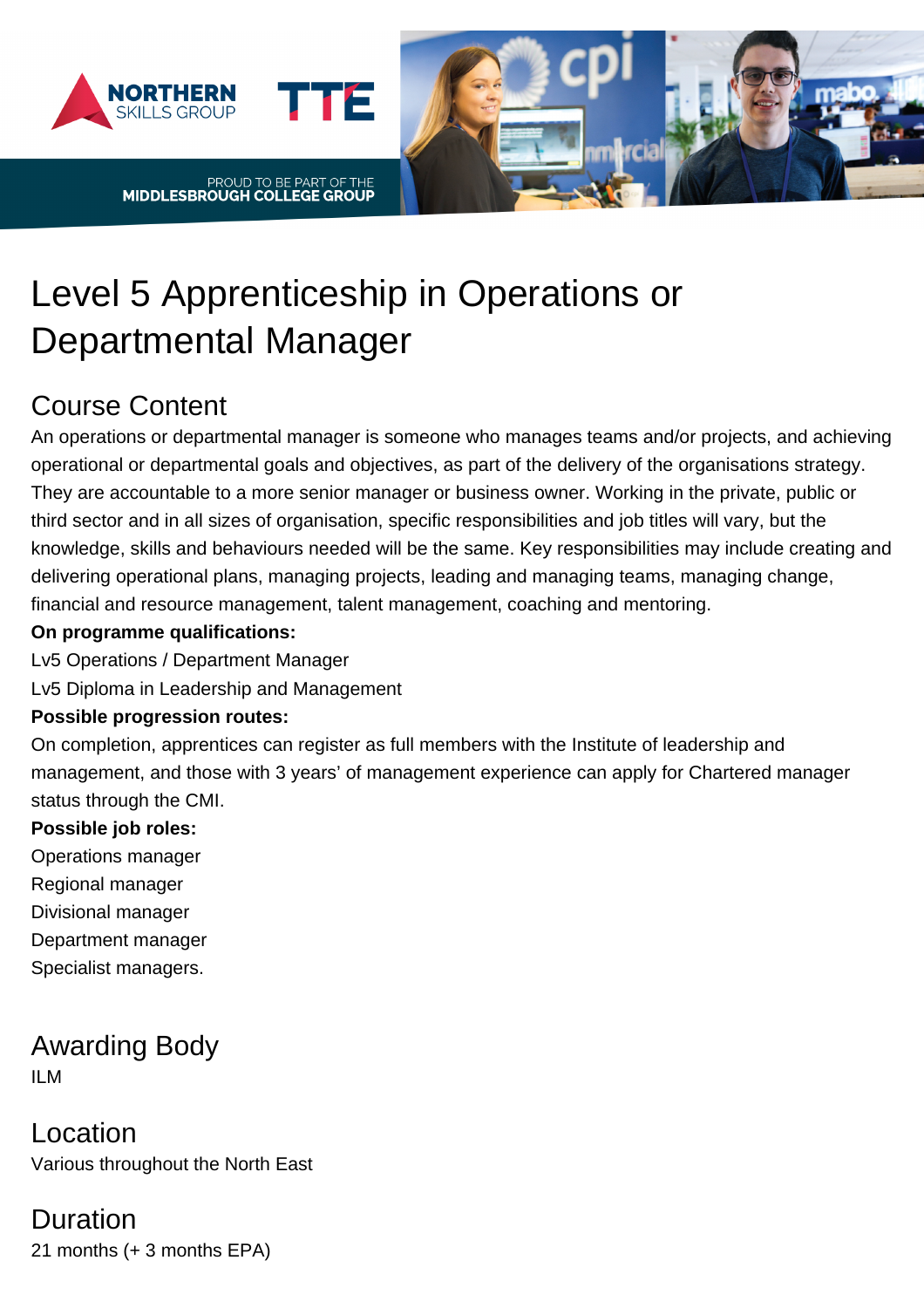# Level 5 Apprenticeship in Operations or Departmental Manager

## Course Content

An operations or departmental manager is someone who manages teams and/or projects, and achieving operational or departmental goals and objectives, as part of the delivery of the organisations strategy. They are accountable to a more senior manager or business owner. Working in the private, public or third sector and in all sizes of organisation, specific responsibilities and job titles will vary, but the knowledge, skills and behaviours needed will be the same. Key responsibilities may include creating and delivering operational plans, managing projects, leading and managing teams, managing change, financial and resource management, talent management, coaching and mentoring.

**On programme qualifications:**

Lv5 Operations / Department Manager

Lv5 Diploma in Leadership and Management

**Possible progression routes:**

On completion, apprentices can register as full members with the Institute of leadership and management, and those with 3 years' of management experience can apply for Chartered manager status through the CMI.

**Possible job roles:**

Operations manager

Regional manager

Divisional manager

Department manager

Specialist managers.

## Awarding Body

ILM

## Location

Various throughout the North East

## Duration

21 months (+ 3 months EPA)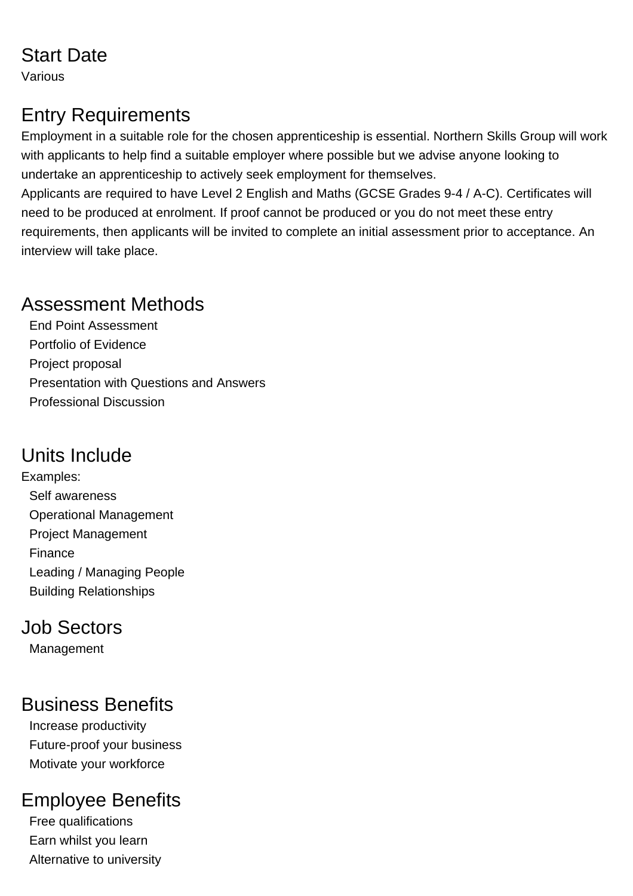## Start Date

Various

## Entry Requirements

Employment in a suitable role for the chosen apprenticeship is essential. Northern Skills Group will work with applicants to help find a suitable employer where possible but we advise anyone looking to undertake an apprenticeship to actively seek employment for themselves.

Applicants are required to have Level 2 English and Maths (GCSE Grades 9-4 / A-C). Certificates will need to be produced at enrolment. If proof cannot be produced or you do not meet these entry requirements, then applicants will be invited to complete an initial assessment prior to acceptance. An interview will take place.

## Assessment Methods

- End Point Assessment
- Portfolio of Evidence
- Project proposal
- Presentation with Questions and Answers
- Professional Discussion

## Units Include

Examples:

- Self awareness
- Operational Management
- Project Management
- Finance
- Leading / Managing People
- Building Relationships

## Job Sectors

- Management

## Business Benefits

- Increase productivity
- Future-proof your business
- Motivate your workforce

## Employee Benefits

- Free qualifications
- Earn whilst you learn
- Alternative to university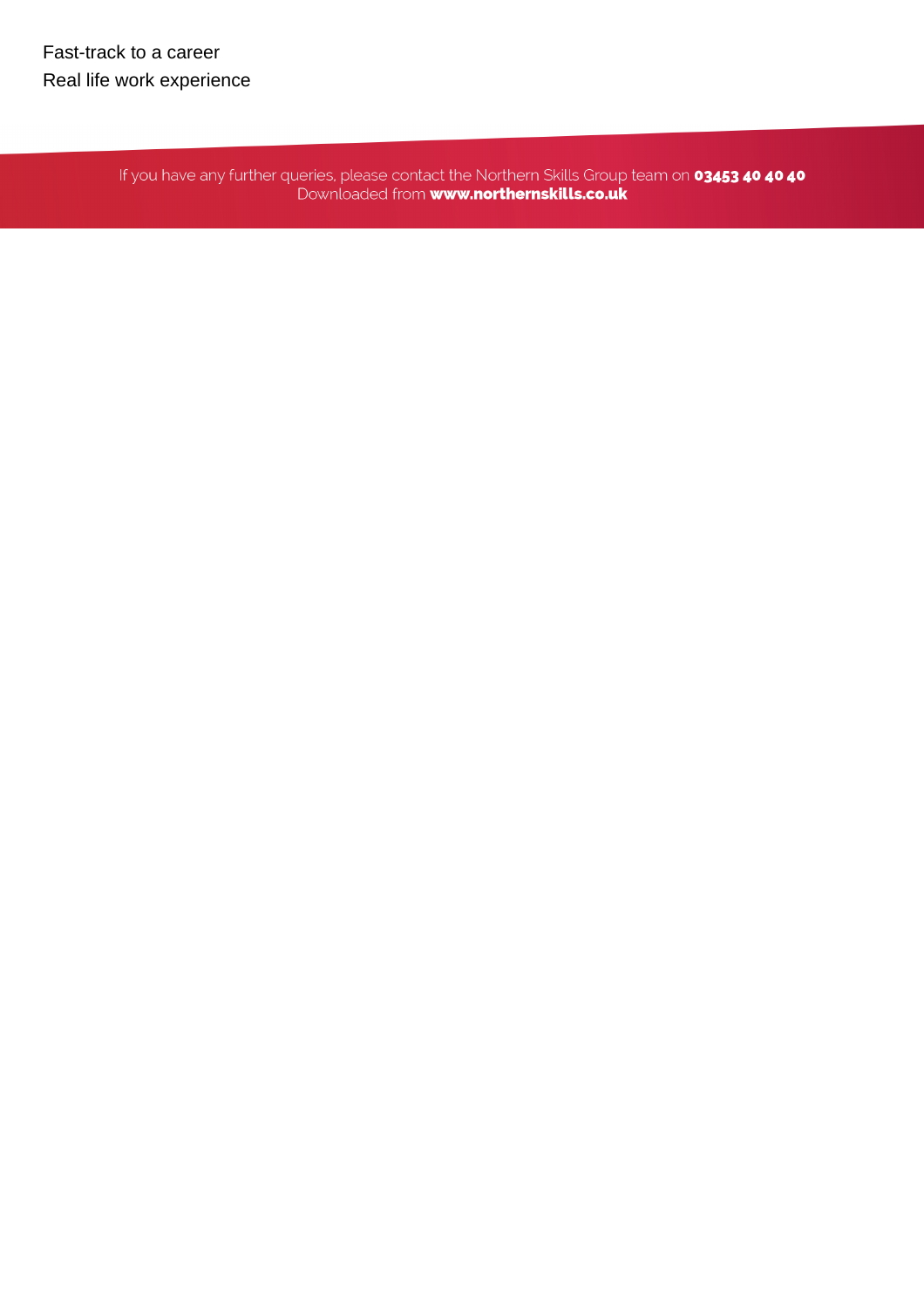Fast-track to a career

Real life work experience

If you have any further queries, please contact the Northern Skills Group team on **03453 40 40 40**
Downloaded from **www.northernskills.co.uk**